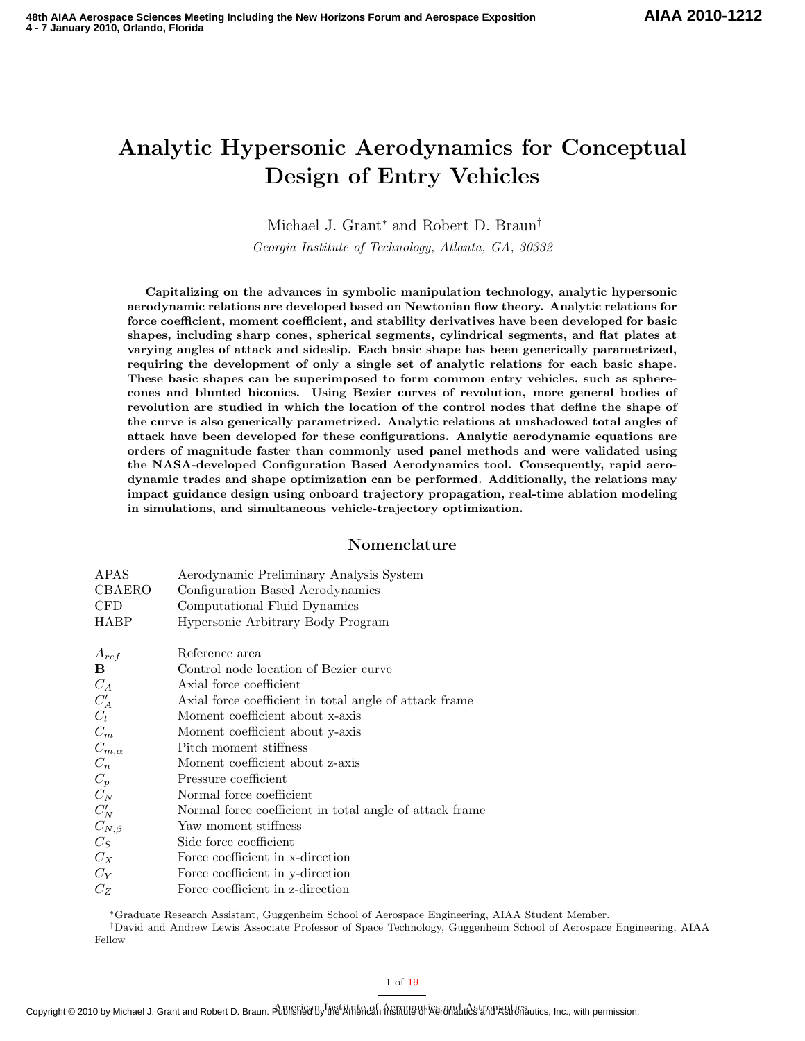# Analytic Hypersonic Aerodynamics for Conceptual Design of Entry Vehicles

Michael J. Grant[*] and Robert D. Braun[†]

*Georgia Institute of Technology, Atlanta, GA, 30332*

**Capitalizing on the advances in symbolic manipulation technology, analytic hypersonic aerodynamic relations are developed based on Newtonian flow theory. Analytic relations for force coefficient, moment coefficient, and stability derivatives have been developed for basic shapes, including sharp cones, spherical segments, cylindrical segments, and flat plates at varying angles of attack and sideslip. Each basic shape has been generically parametrized, requiring the development of only a single set of analytic relations for each basic shape. These basic shapes can be superimposed to form common entry vehicles, such as sphere-cones and blunted biconics. Using Bezier curves of revolution, more general bodies of revolution are studied in which the location of the control nodes that define the shape of the curve is also generically parametrized. Analytic relations at unshadowed total angles of attack have been developed for these configurations. Analytic aerodynamic equations are orders of magnitude faster than commonly used panel methods and were validated using the NASA-developed Configuration Based Aerodynamics tool. Consequently, rapid aerodynamic trades and shape optimization can be performed. Additionally, the relations may impact guidance design using onboard trajectory propagation, real-time ablation modeling in simulations, and simultaneous vehicle-trajectory optimization.**

## Nomenclature

| | |
|---|---|
| APAS | Aerodynamic Preliminary Analysis System |
| CBAERO | Configuration Based Aerodynamics |
| CFD | Computational Fluid Dynamics |
| HABP | Hypersonic Arbitrary Body Program |
| $A_{ref}$ | Reference area |
| $\mathbf{B}$ | Control node location of Bezier curve |
| $C_A$ | Axial force coefficient |
| $C'_A$ | Axial force coefficient in total angle of attack frame |
| $C_l$ | Moment coefficient about x-axis |
| $C_m$ | Moment coefficient about y-axis |
| $C_{m,\alpha}$ | Pitch moment stiffness |
| $C_n$ | Moment coefficient about z-axis |
| $C_p$ | Pressure coefficient |
| $C_N$ | Normal force coefficient |
| $C'_N$ | Normal force coefficient in total angle of attack frame |
| $C_{N,\beta}$ | Yaw moment stiffness |
| $C_S$ | Side force coefficient |
| $C_X$ | Force coefficient in x-direction |
| $C_Y$ | Force coefficient in y-direction |
| $C_Z$ | Force coefficient in z-direction |

[*] Graduate Research Assistant, Guggenheim School of Aerospace Engineering, AIAA Student Member.

[†] David and Andrew Lewis Associate Professor of Space Technology, Guggenheim School of Aerospace Engineering, AIAA Fellow

Copyright © 2010 by Michael J. Grant and Robert D. Braun. Published by the American Institute of Aeronautics and Astronautics, Inc., with permission.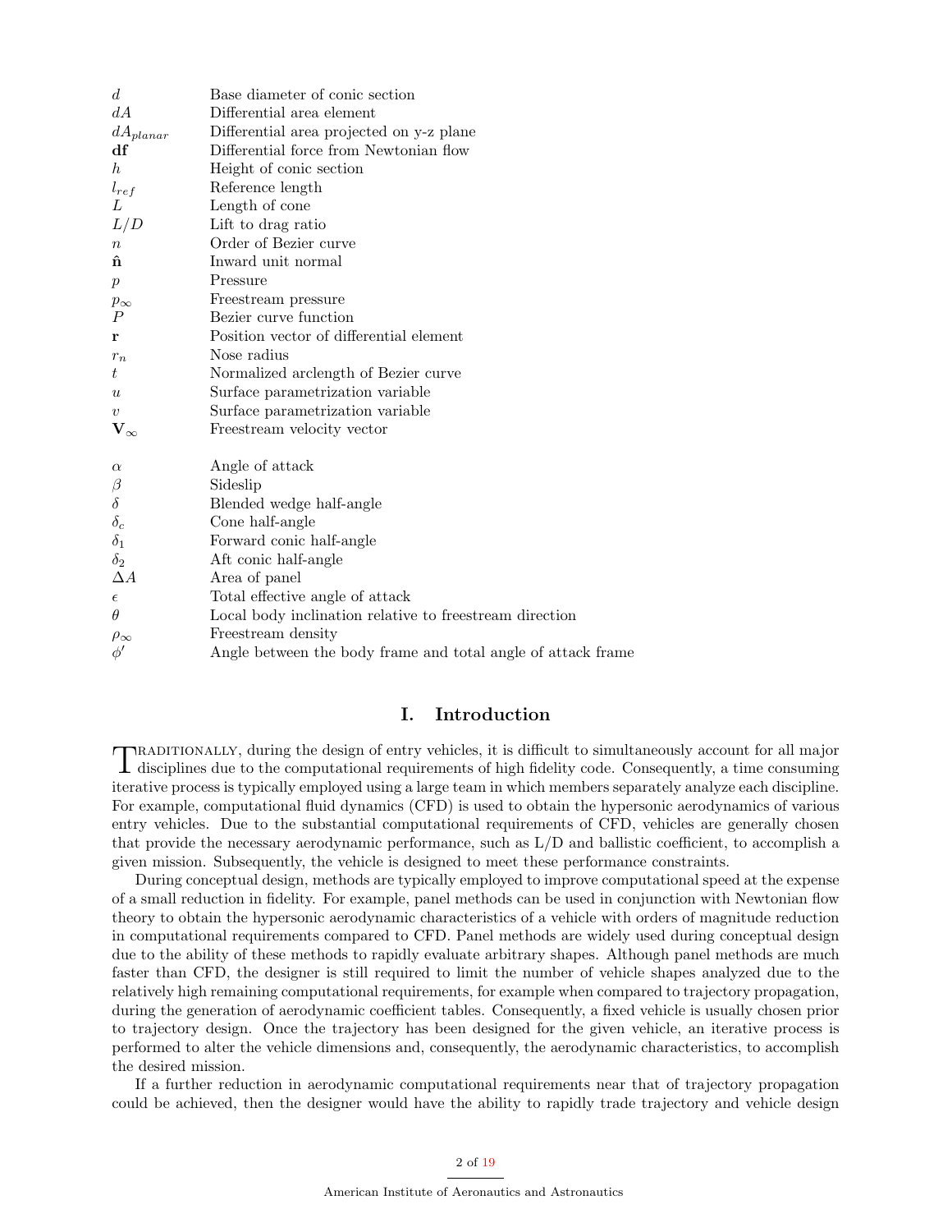| | |
|---|---|
| $d$ | Base diameter of conic section |
| $dA$ | Differential area element |
| $dA_{planar}$ | Differential area projected on y-z plane |
| $\mathbf{df}$ | Differential force from Newtonian flow |
| $h$ | Height of conic section |
| $l_{ref}$ | Reference length |
| $L$ | Length of cone |
| $L/D$ | Lift to drag ratio |
| $n$ | Order of Bezier curve |
| $\hat{\mathbf{n}}$ | Inward unit normal |
| $p$ | Pressure |
| $p_{\infty}$ | Freestream pressure |
| $P$ | Bezier curve function |
| $\mathbf{r}$ | Position vector of differential element |
| $r_n$ | Nose radius |
| $t$ | Normalized arclength of Bezier curve |
| $u$ | Surface parametrization variable |
| $v$ | Surface parametrization variable |
| $\mathbf{V}_{\infty}$ | Freestream velocity vector |
| | |
| $\alpha$ | Angle of attack |
| $\beta$ | Sideslip |
| $\delta$ | Blended wedge half-angle |
| $\delta_c$ | Cone half-angle |
| $\delta_1$ | Forward conic half-angle |
| $\delta_2$ | Aft conic half-angle |
| $\Delta A$ | Area of panel |
| $\epsilon$ | Total effective angle of attack |
| $\theta$ | Local body inclination relative to freestream direction |
| $\rho_{\infty}$ | Freestream density |
| $\phi'$ | Angle between the body frame and total angle of attack frame |

# I. Introduction

Traditionally, during the design of entry vehicles, it is difficult to simultaneously account for all major disciplines due to the computational requirements of high fidelity code. Consequently, a time consuming iterative process is typically employed using a large team in which members separately analyze each discipline. For example, computational fluid dynamics (CFD) is used to obtain the hypersonic aerodynamics of various entry vehicles. Due to the substantial computational requirements of CFD, vehicles are generally chosen that provide the necessary aerodynamic performance, such as L/D and ballistic coefficient, to accomplish a given mission. Subsequently, the vehicle is designed to meet these performance constraints.

During conceptual design, methods are typically employed to improve computational speed at the expense of a small reduction in fidelity. For example, panel methods can be used in conjunction with Newtonian flow theory to obtain the hypersonic aerodynamic characteristics of a vehicle with orders of magnitude reduction in computational requirements compared to CFD. Panel methods are widely used during conceptual design due to the ability of these methods to rapidly evaluate arbitrary shapes. Although panel methods are much faster than CFD, the designer is still required to limit the number of vehicle shapes analyzed due to the relatively high remaining computational requirements, for example when compared to trajectory propagation, during the generation of aerodynamic coefficient tables. Consequently, a fixed vehicle is usually chosen prior to trajectory design. Once the trajectory has been designed for the given vehicle, an iterative process is performed to alter the vehicle dimensions and, consequently, the aerodynamic characteristics, to accomplish the desired mission.

If a further reduction in aerodynamic computational requirements near that of trajectory propagation could be achieved, then the designer would have the ability to rapidly trade trajectory and vehicle design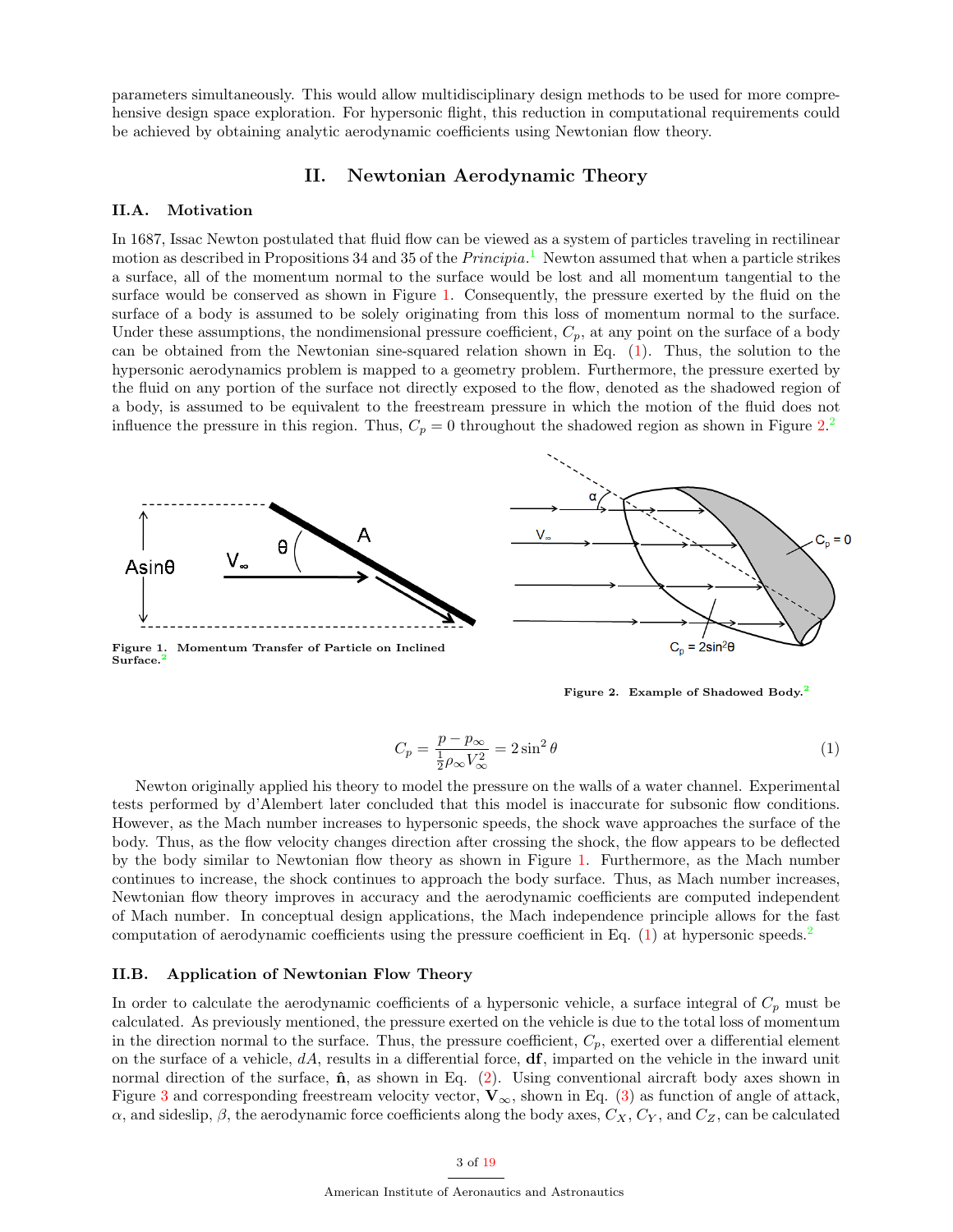parameters simultaneously. This would allow multidisciplinary design methods to be used for more comprehensive design space exploration. For hypersonic flight, this reduction in computational requirements could be achieved by obtaining analytic aerodynamic coefficients using Newtonian flow theory.

## II. Newtonian Aerodynamic Theory

### II.A. Motivation

In 1687, Issac Newton postulated that fluid flow can be viewed as a system of particles traveling in rectilinear motion as described in Propositions 34 and 35 of the *Principia*.[1] Newton assumed that when a particle strikes a surface, all of the momentum normal to the surface would be lost and all momentum tangential to the surface would be conserved as shown in Figure 1. Consequently, the pressure exerted by the fluid on the surface of a body is assumed to be solely originating from this loss of momentum normal to the surface. Under these assumptions, the nondimensional pressure coefficient, $C_p$, at any point on the surface of a body can be obtained from the Newtonian sine-squared relation shown in Eq. (1). Thus, the solution to the hypersonic aerodynamics problem is mapped to a geometry problem. Furthermore, the pressure exerted by the fluid on any portion of the surface not directly exposed to the flow, denoted as the shadowed region of a body, is assumed to be equivalent to the freestream pressure in which the motion of the fluid does not influence the pressure in this region. Thus, $C_p = 0$ throughout the shadowed region as shown in Figure 2.[2]

**Figure 1. Momentum Transfer of Particle on Inclined Surface.**[2]

**Figure 2. Example of Shadowed Body.**[2]

$$C_p = \frac{p - p_\infty}{\frac{1}{2}\rho_\infty V_\infty^2} = 2\sin^2\theta \tag{1}$$

Newton originally applied his theory to model the pressure on the walls of a water channel. Experimental tests performed by d'Alembert later concluded that this model is inaccurate for subsonic flow conditions. However, as the Mach number increases to hypersonic speeds, the shock wave approaches the surface of the body. Thus, as the flow velocity changes direction after crossing the shock, the flow appears to be deflected by the body similar to Newtonian flow theory as shown in Figure 1. Furthermore, as the Mach number continues to increase, the shock continues to approach the body surface. Thus, as Mach number increases, Newtonian flow theory improves in accuracy and the aerodynamic coefficients are computed independent of Mach number. In conceptual design applications, the Mach independence principle allows for the fast computation of aerodynamic coefficients using the pressure coefficient in Eq. (1) at hypersonic speeds.[2]

### II.B. Application of Newtonian Flow Theory

In order to calculate the aerodynamic coefficients of a hypersonic vehicle, a surface integral of $C_p$ must be calculated. As previously mentioned, the pressure exerted on the vehicle is due to the total loss of momentum in the direction normal to the surface. Thus, the pressure coefficient, $C_p$, exerted over a differential element on the surface of a vehicle, $dA$, results in a differential force, $\mathbf{df}$, imparted on the vehicle in the inward unit normal direction of the surface, $\hat{\mathbf{n}}$, as shown in Eq. (2). Using conventional aircraft body axes shown in Figure 3 and corresponding freestream velocity vector, $\mathbf{V}_\infty$, shown in Eq. (3) as function of angle of attack, $\alpha$, and sideslip, $\beta$, the aerodynamic force coefficients along the body axes, $C_X$, $C_Y$, and $C_Z$, can be calculated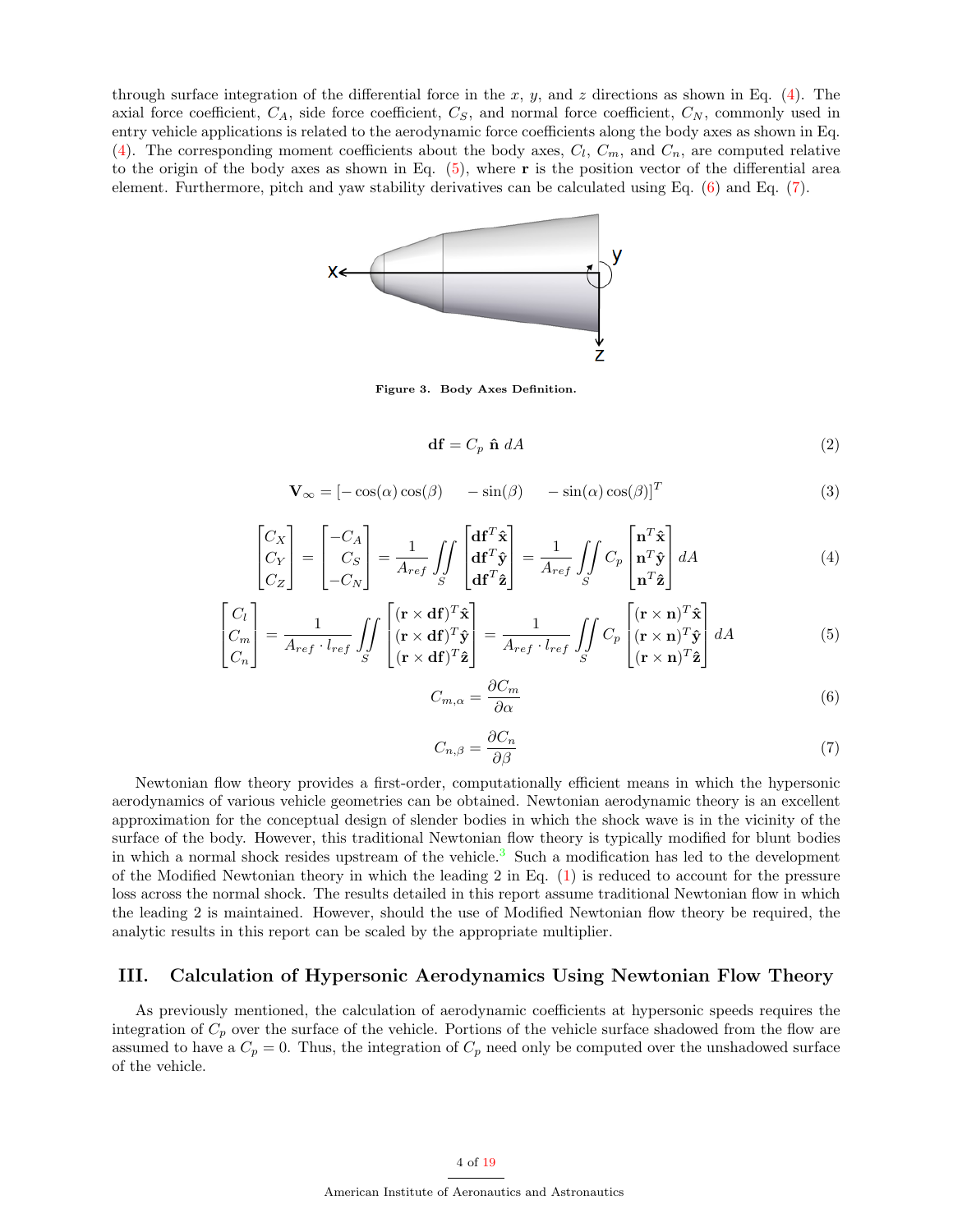through surface integration of the differential force in the $x$, $y$, and $z$ directions as shown in Eq. (4). The axial force coefficient, $C_A$, side force coefficient, $C_S$, and normal force coefficient, $C_N$, commonly used in entry vehicle applications is related to the aerodynamic force coefficients along the body axes as shown in Eq. (4). The corresponding moment coefficients about the body axes, $C_l$, $C_m$, and $C_n$, are computed relative to the origin of the body axes as shown in Eq. (5), where $\mathbf{r}$ is the position vector of the differential area element. Furthermore, pitch and yaw stability derivatives can be calculated using Eq. (6) and Eq. (7).

**Figure 3. Body Axes Definition.**

$$\mathbf{df} = C_p \; \hat{\mathbf{n}} \; dA \tag{2}$$

$$\mathbf{V}_\infty = [-\cos(\alpha)\cos(\beta) \quad -\sin(\beta) \quad -\sin(\alpha)\cos(\beta)]^T \tag{3}$$

$$\begin{bmatrix} C_X \\ C_Y \\ C_Z \end{bmatrix} = \begin{bmatrix} -C_A \\ C_S \\ -C_N \end{bmatrix} = \frac{1}{A_{ref}} \iint\limits_S \begin{bmatrix} \mathbf{df}^T \hat{\mathbf{x}} \\ \mathbf{df}^T \hat{\mathbf{y}} \\ \mathbf{df}^T \hat{\mathbf{z}} \end{bmatrix} = \frac{1}{A_{ref}} \iint\limits_S C_p \begin{bmatrix} \mathbf{n}^T \hat{\mathbf{x}} \\ \mathbf{n}^T \hat{\mathbf{y}} \\ \mathbf{n}^T \hat{\mathbf{z}} \end{bmatrix} dA \tag{4}$$

$$\begin{bmatrix} C_l \\ C_m \\ C_n \end{bmatrix} = \frac{1}{A_{ref} \cdot l_{ref}} \iint\limits_S \begin{bmatrix} (\mathbf{r} \times \mathbf{df})^T \hat{\mathbf{x}} \\ (\mathbf{r} \times \mathbf{df})^T \hat{\mathbf{y}} \\ (\mathbf{r} \times \mathbf{df})^T \hat{\mathbf{z}} \end{bmatrix} = \frac{1}{A_{ref} \cdot l_{ref}} \iint\limits_S C_p \begin{bmatrix} (\mathbf{r} \times \mathbf{n})^T \hat{\mathbf{x}} \\ (\mathbf{r} \times \mathbf{n})^T \hat{\mathbf{y}} \\ (\mathbf{r} \times \mathbf{n})^T \hat{\mathbf{z}} \end{bmatrix} dA \tag{5}$$

$$C_{m,\alpha} = \frac{\partial C_m}{\partial \alpha} \tag{6}$$

$$C_{n,\beta} = \frac{\partial C_n}{\partial \beta} \tag{7}$$

Newtonian flow theory provides a first-order, computationally efficient means in which the hypersonic aerodynamics of various vehicle geometries can be obtained. Newtonian aerodynamic theory is an excellent approximation for the conceptual design of slender bodies in which the shock wave is in the vicinity of the surface of the body. However, this traditional Newtonian flow theory is typically modified for blunt bodies in which a normal shock resides upstream of the vehicle.[3] Such a modification has led to the development of the Modified Newtonian theory in which the leading 2 in Eq. (1) is reduced to account for the pressure loss across the normal shock. The results detailed in this report assume traditional Newtonian flow in which the leading 2 is maintained. However, should the use of Modified Newtonian flow theory be required, the analytic results in this report can be scaled by the appropriate multiplier.

## III. Calculation of Hypersonic Aerodynamics Using Newtonian Flow Theory

As previously mentioned, the calculation of aerodynamic coefficients at hypersonic speeds requires the integration of $C_p$ over the surface of the vehicle. Portions of the vehicle surface shadowed from the flow are assumed to have a $C_p = 0$. Thus, the integration of $C_p$ need only be computed over the unshadowed surface of the vehicle.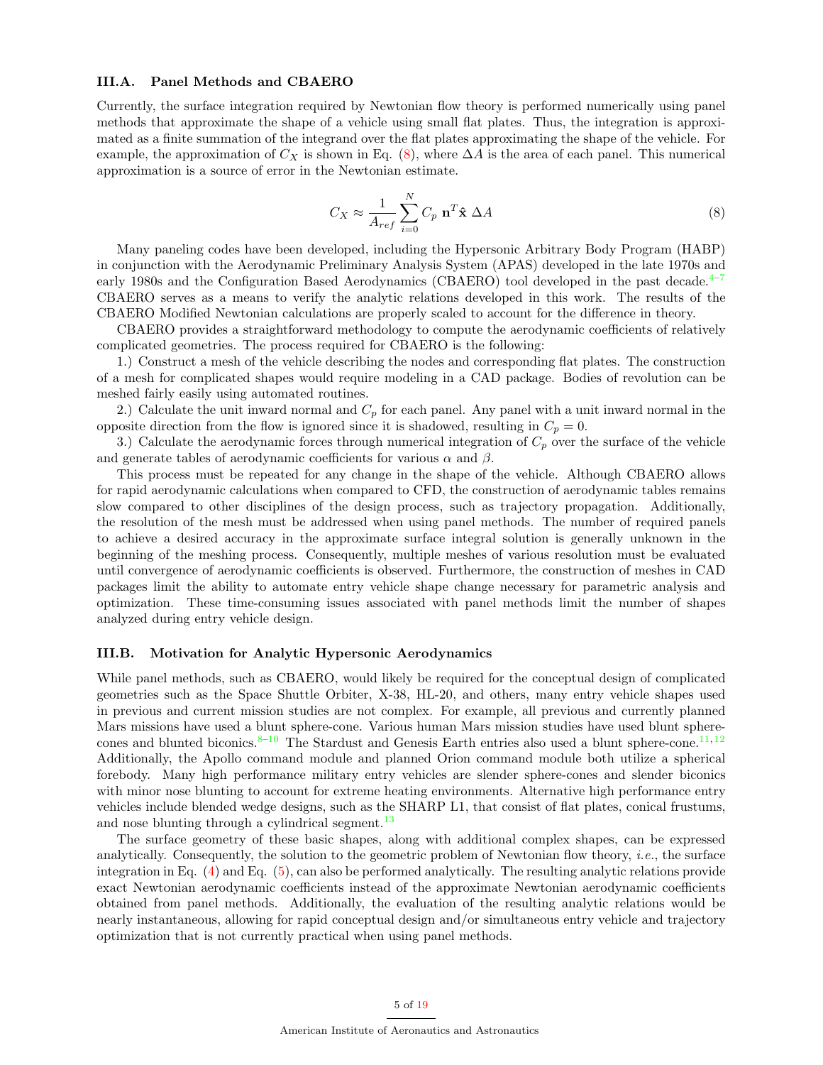### III.A. Panel Methods and CBAERO

Currently, the surface integration required by Newtonian flow theory is performed numerically using panel methods that approximate the shape of a vehicle using small flat plates. Thus, the integration is approximated as a finite summation of the integrand over the flat plates approximating the shape of the vehicle. For example, the approximation of $C_X$ is shown in Eq. (8), where $\Delta A$ is the area of each panel. This numerical approximation is a source of error in the Newtonian estimate.

$$C_X \approx \frac{1}{A_{ref}} \sum_{i=0}^{N} C_p \ \mathbf{n}^T \hat{\mathbf{x}} \ \Delta A \tag{8}$$

Many paneling codes have been developed, including the Hypersonic Arbitrary Body Program (HABP) in conjunction with the Aerodynamic Preliminary Analysis System (APAS) developed in the late 1970s and early 1980s and the Configuration Based Aerodynamics (CBAERO) tool developed in the past decade.[4–7] CBAERO serves as a means to verify the analytic relations developed in this work. The results of the CBAERO Modified Newtonian calculations are properly scaled to account for the difference in theory.

CBAERO provides a straightforward methodology to compute the aerodynamic coefficients of relatively complicated geometries. The process required for CBAERO is the following:

1.) Construct a mesh of the vehicle describing the nodes and corresponding flat plates. The construction of a mesh for complicated shapes would require modeling in a CAD package. Bodies of revolution can be meshed fairly easily using automated routines.

2.) Calculate the unit inward normal and $C_p$ for each panel. Any panel with a unit inward normal in the opposite direction from the flow is ignored since it is shadowed, resulting in $C_p = 0$.

3.) Calculate the aerodynamic forces through numerical integration of $C_p$ over the surface of the vehicle and generate tables of aerodynamic coefficients for various $\alpha$ and $\beta$.

This process must be repeated for any change in the shape of the vehicle. Although CBAERO allows for rapid aerodynamic calculations when compared to CFD, the construction of aerodynamic tables remains slow compared to other disciplines of the design process, such as trajectory propagation. Additionally, the resolution of the mesh must be addressed when using panel methods. The number of required panels to achieve a desired accuracy in the approximate surface integral solution is generally unknown in the beginning of the meshing process. Consequently, multiple meshes of various resolution must be evaluated until convergence of aerodynamic coefficients is observed. Furthermore, the construction of meshes in CAD packages limit the ability to automate entry vehicle shape change necessary for parametric analysis and optimization. These time-consuming issues associated with panel methods limit the number of shapes analyzed during entry vehicle design.

### III.B. Motivation for Analytic Hypersonic Aerodynamics

While panel methods, such as CBAERO, would likely be required for the conceptual design of complicated geometries such as the Space Shuttle Orbiter, X-38, HL-20, and others, many entry vehicle shapes used in previous and current mission studies are not complex. For example, all previous and currently planned Mars missions have used a blunt sphere-cone. Various human Mars mission studies have used blunt sphere-cones and blunted biconics.[8–10] The Stardust and Genesis Earth entries also used a blunt sphere-cone.[11,12] Additionally, the Apollo command module and planned Orion command module both utilize a spherical forebody. Many high performance military entry vehicles are slender sphere-cones and slender biconics with minor nose blunting to account for extreme heating environments. Alternative high performance entry vehicles include blended wedge designs, such as the SHARP L1, that consist of flat plates, conical frustums, and nose blunting through a cylindrical segment.[13]

The surface geometry of these basic shapes, along with additional complex shapes, can be expressed analytically. Consequently, the solution to the geometric problem of Newtonian flow theory, *i.e.*, the surface integration in Eq. (4) and Eq. (5), can also be performed analytically. The resulting analytic relations provide exact Newtonian aerodynamic coefficients instead of the approximate Newtonian aerodynamic coefficients obtained from panel methods. Additionally, the evaluation of the resulting analytic relations would be nearly instantaneous, allowing for rapid conceptual design and/or simultaneous entry vehicle and trajectory optimization that is not currently practical when using panel methods.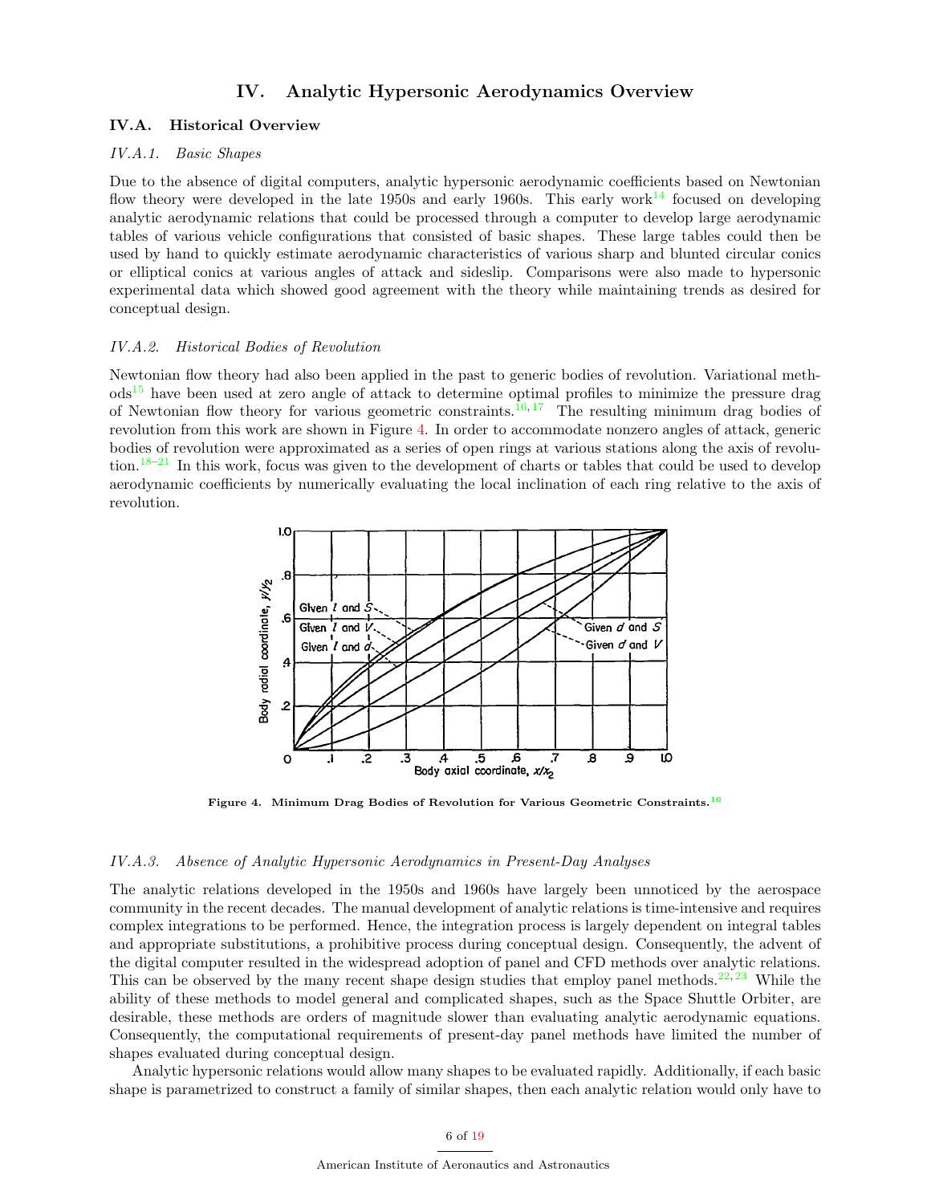## IV. Analytic Hypersonic Aerodynamics Overview

### IV.A. Historical Overview

#### *IV.A.1. Basic Shapes*

Due to the absence of digital computers, analytic hypersonic aerodynamic coefficients based on Newtonian flow theory were developed in the late 1950s and early 1960s. This early work[14] focused on developing analytic aerodynamic relations that could be processed through a computer to develop large aerodynamic tables of various vehicle configurations that consisted of basic shapes. These large tables could then be used by hand to quickly estimate aerodynamic characteristics of various sharp and blunted circular conics or elliptical conics at various angles of attack and sideslip. Comparisons were also made to hypersonic experimental data which showed good agreement with the theory while maintaining trends as desired for conceptual design.

#### *IV.A.2. Historical Bodies of Revolution*

Newtonian flow theory had also been applied in the past to generic bodies of revolution. Variational methods[15] have been used at zero angle of attack to determine optimal profiles to minimize the pressure drag of Newtonian flow theory for various geometric constraints.[16,17] The resulting minimum drag bodies of revolution from this work are shown in Figure 4. In order to accommodate nonzero angles of attack, generic bodies of revolution were approximated as a series of open rings at various stations along the axis of revolution.[18–21] In this work, focus was given to the development of charts or tables that could be used to develop aerodynamic coefficients by numerically evaluating the local inclination of each ring relative to the axis of revolution.

**Figure 4. Minimum Drag Bodies of Revolution for Various Geometric Constraints.**[16]

#### *IV.A.3. Absence of Analytic Hypersonic Aerodynamics in Present-Day Analyses*

The analytic relations developed in the 1950s and 1960s have largely been unnoticed by the aerospace community in the recent decades. The manual development of analytic relations is time-intensive and requires complex integrations to be performed. Hence, the integration process is largely dependent on integral tables and appropriate substitutions, a prohibitive process during conceptual design. Consequently, the advent of the digital computer resulted in the widespread adoption of panel and CFD methods over analytic relations. This can be observed by the many recent shape design studies that employ panel methods.[22,23] While the ability of these methods to model general and complicated shapes, such as the Space Shuttle Orbiter, are desirable, these methods are orders of magnitude slower than evaluating analytic aerodynamic equations. Consequently, the computational requirements of present-day panel methods have limited the number of shapes evaluated during conceptual design.

Analytic hypersonic relations would allow many shapes to be evaluated rapidly. Additionally, if each basic shape is parametrized to construct a family of similar shapes, then each analytic relation would only have to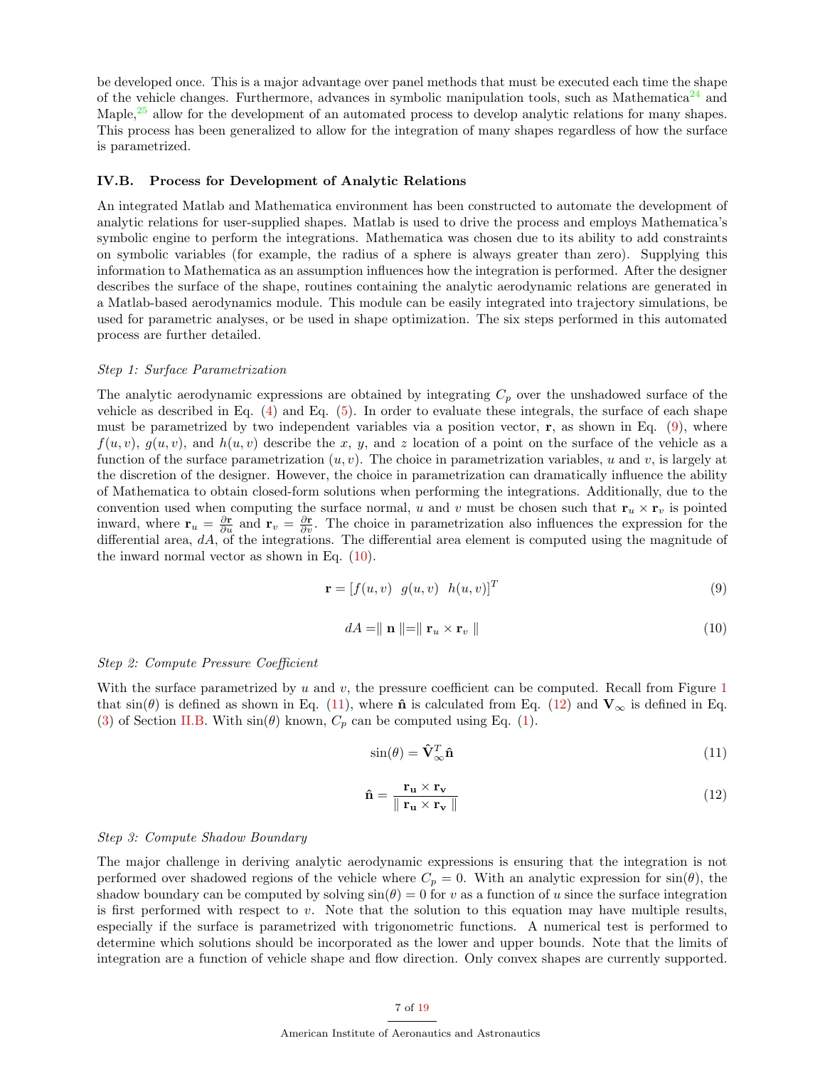be developed once. This is a major advantage over panel methods that must be executed each time the shape of the vehicle changes. Furthermore, advances in symbolic manipulation tools, such as Mathematica[24] and Maple,[25] allow for the development of an automated process to develop analytic relations for many shapes. This process has been generalized to allow for the integration of many shapes regardless of how the surface is parametrized.

### IV.B. Process for Development of Analytic Relations

An integrated Matlab and Mathematica environment has been constructed to automate the development of analytic relations for user-supplied shapes. Matlab is used to drive the process and employs Mathematica's symbolic engine to perform the integrations. Mathematica was chosen due to its ability to add constraints on symbolic variables (for example, the radius of a sphere is always greater than zero). Supplying this information to Mathematica as an assumption influences how the integration is performed. After the designer describes the surface of the shape, routines containing the analytic aerodynamic relations are generated in a Matlab-based aerodynamics module. This module can be easily integrated into trajectory simulations, be used for parametric analyses, or be used in shape optimization. The six steps performed in this automated process are further detailed.

*Step 1: Surface Parametrization*

The analytic aerodynamic expressions are obtained by integrating $C_p$ over the unshadowed surface of the vehicle as described in Eq. (4) and Eq. (5). In order to evaluate these integrals, the surface of each shape must be parametrized by two independent variables via a position vector, $\mathbf{r}$, as shown in Eq. (9), where $f(u,v)$, $g(u,v)$, and $h(u,v)$ describe the $x$, $y$, and $z$ location of a point on the surface of the vehicle as a function of the surface parametrization $(u,v)$. The choice in parametrization variables, $u$ and $v$, is largely at the discretion of the designer. However, the choice in parametrization can dramatically influence the ability of Mathematica to obtain closed-form solutions when performing the integrations. Additionally, due to the convention used when computing the surface normal, $u$ and $v$ must be chosen such that $\mathbf{r}_u \times \mathbf{r}_v$ is pointed inward, where $\mathbf{r}_u = \frac{\partial \mathbf{r}}{\partial u}$ and $\mathbf{r}_v = \frac{\partial \mathbf{r}}{\partial v}$. The choice in parametrization also influences the expression for the differential area, $dA$, of the integrations. The differential area element is computed using the magnitude of the inward normal vector as shown in Eq. (10).

$$\mathbf{r} = [f(u,v) \;\; g(u,v) \;\; h(u,v)]^T \tag{9}$$

$$dA = \| \mathbf{n} \| = \| \mathbf{r}_u \times \mathbf{r}_v \| \tag{10}$$

*Step 2: Compute Pressure Coefficient*

With the surface parametrized by $u$ and $v$, the pressure coefficient can be computed. Recall from Figure 1 that $\sin(\theta)$ is defined as shown in Eq. (11), where $\hat{\mathbf{n}}$ is calculated from Eq. (12) and $\mathbf{V}_\infty$ is defined in Eq. (3) of Section II.B. With $\sin(\theta)$ known, $C_p$ can be computed using Eq. (1).

$$\sin(\theta) = \hat{\mathbf{V}}_\infty^T \hat{\mathbf{n}} \tag{11}$$

$$\hat{\mathbf{n}} = \frac{\mathbf{r_u} \times \mathbf{r_v}}{\| \mathbf{r_u} \times \mathbf{r_v} \|} \tag{12}$$

*Step 3: Compute Shadow Boundary*

The major challenge in deriving analytic aerodynamic expressions is ensuring that the integration is not performed over shadowed regions of the vehicle where $C_p = 0$. With an analytic expression for $\sin(\theta)$, the shadow boundary can be computed by solving $\sin(\theta) = 0$ for $v$ as a function of $u$ since the surface integration is first performed with respect to $v$. Note that the solution to this equation may have multiple results, especially if the surface is parametrized with trigonometric functions. A numerical test is performed to determine which solutions should be incorporated as the lower and upper bounds. Note that the limits of integration are a function of vehicle shape and flow direction. Only convex shapes are currently supported.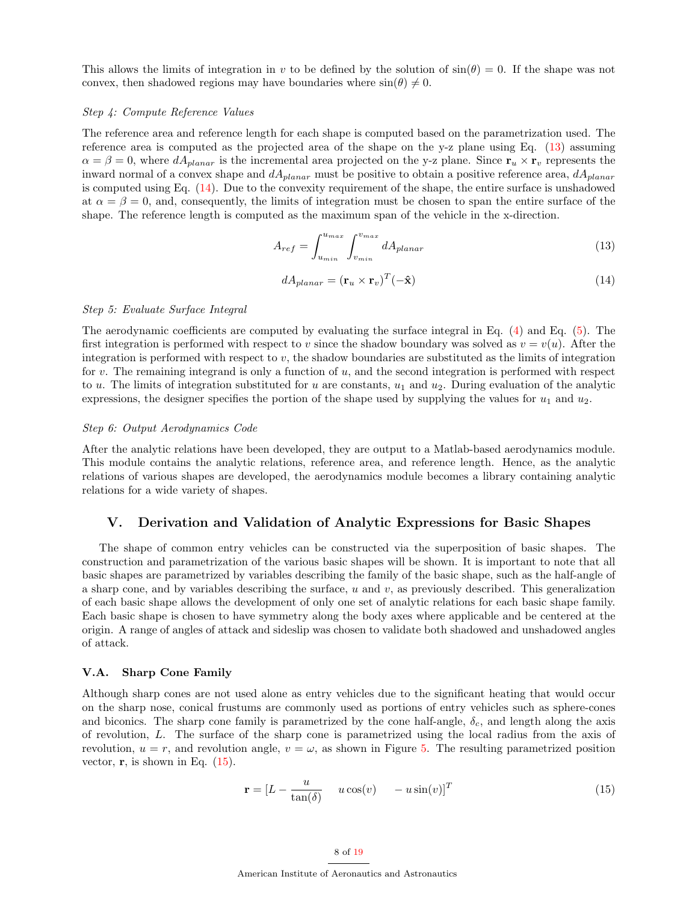This allows the limits of integration in $v$ to be defined by the solution of $\sin(\theta) = 0$. If the shape was not convex, then shadowed regions may have boundaries where $\sin(\theta) \neq 0$.

*Step 4: Compute Reference Values*

The reference area and reference length for each shape is computed based on the parametrization used. The reference area is computed as the projected area of the shape on the y-z plane using Eq. (13) assuming $\alpha = \beta = 0$, where $dA_{planar}$ is the incremental area projected on the y-z plane. Since $\mathbf{r}_u \times \mathbf{r}_v$ represents the inward normal of a convex shape and $dA_{planar}$ must be positive to obtain a positive reference area, $dA_{planar}$ is computed using Eq. (14). Due to the convexity requirement of the shape, the entire surface is unshadowed at $\alpha = \beta = 0$, and, consequently, the limits of integration must be chosen to span the entire surface of the shape. The reference length is computed as the maximum span of the vehicle in the x-direction.

$$A_{ref} = \int_{u_{min}}^{u_{max}} \int_{v_{min}}^{v_{max}} dA_{planar} \tag{13}$$

$$dA_{planar} = (\mathbf{r}_u \times \mathbf{r}_v)^T(-\hat{\mathbf{x}}) \tag{14}$$

*Step 5: Evaluate Surface Integral*

The aerodynamic coefficients are computed by evaluating the surface integral in Eq. (4) and Eq. (5). The first integration is performed with respect to $v$ since the shadow boundary was solved as $v = v(u)$. After the integration is performed with respect to $v$, the shadow boundaries are substituted as the limits of integration for $v$. The remaining integrand is only a function of $u$, and the second integration is performed with respect to $u$. The limits of integration substituted for $u$ are constants, $u_1$ and $u_2$. During evaluation of the analytic expressions, the designer specifies the portion of the shape used by supplying the values for $u_1$ and $u_2$.

*Step 6: Output Aerodynamics Code*

After the analytic relations have been developed, they are output to a Matlab-based aerodynamics module. This module contains the analytic relations, reference area, and reference length. Hence, as the analytic relations of various shapes are developed, the aerodynamics module becomes a library containing analytic relations for a wide variety of shapes.

## V. Derivation and Validation of Analytic Expressions for Basic Shapes

The shape of common entry vehicles can be constructed via the superposition of basic shapes. The construction and parametrization of the various basic shapes will be shown. It is important to note that all basic shapes are parametrized by variables describing the family of the basic shape, such as the half-angle of a sharp cone, and by variables describing the surface, $u$ and $v$, as previously described. This generalization of each basic shape allows the development of only one set of analytic relations for each basic shape family. Each basic shape is chosen to have symmetry along the body axes where applicable and be centered at the origin. A range of angles of attack and sideslip was chosen to validate both shadowed and unshadowed angles of attack.

### V.A. Sharp Cone Family

Although sharp cones are not used alone as entry vehicles due to the significant heating that would occur on the sharp nose, conical frustums are commonly used as portions of entry vehicles such as sphere-cones and biconics. The sharp cone family is parametrized by the cone half-angle, $\delta_c$, and length along the axis of revolution, $L$. The surface of the sharp cone is parametrized using the local radius from the axis of revolution, $u = r$, and revolution angle, $v = \omega$, as shown in Figure 5. The resulting parametrized position vector, $\mathbf{r}$, is shown in Eq. (15).

$$\mathbf{r} = [L - \frac{u}{\tan(\delta)} \quad u\cos(v) \quad -u\sin(v)]^T \tag{15}$$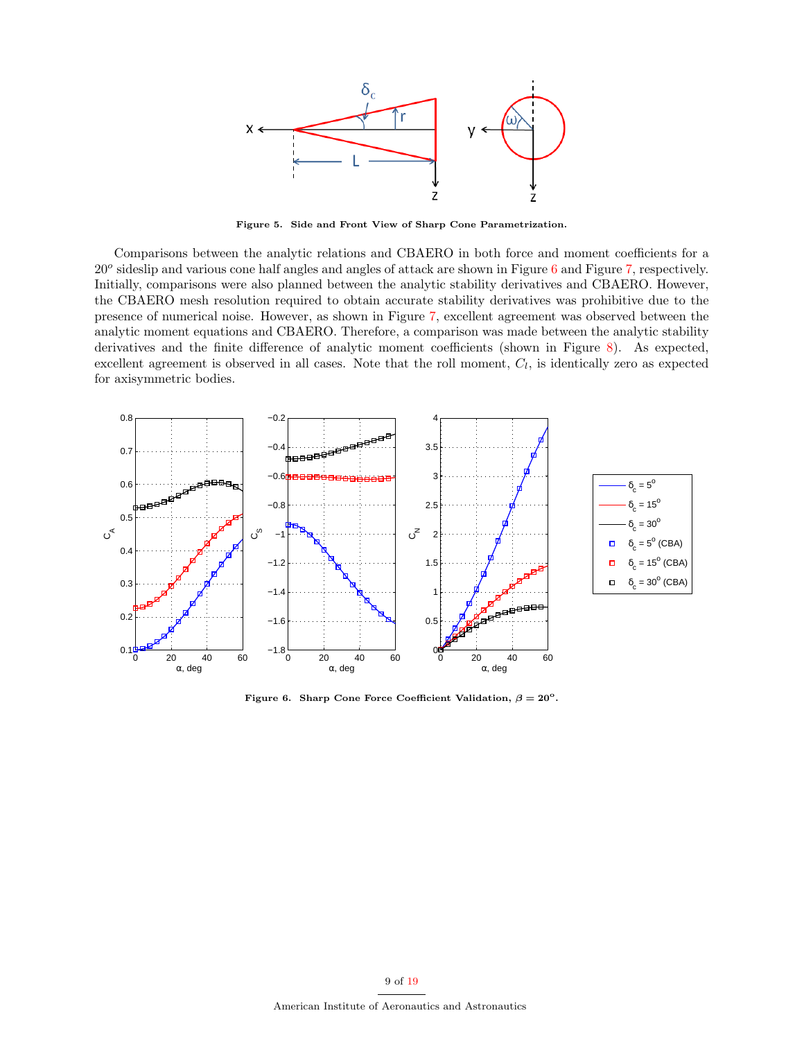Figure 5. Side and Front View of Sharp Cone Parametrization.

Comparisons between the analytic relations and CBAERO in both force and moment coefficients for a $20^o$ sideslip and various cone half angles and angles of attack are shown in Figure 6 and Figure 7, respectively. Initially, comparisons were also planned between the analytic stability derivatives and CBAERO. However, the CBAERO mesh resolution required to obtain accurate stability derivatives was prohibitive due to the presence of numerical noise. However, as shown in Figure 7, excellent agreement was observed between the analytic moment equations and CBAERO. Therefore, a comparison was made between the analytic stability derivatives and the finite difference of analytic moment coefficients (shown in Figure 8). As expected, excellent agreement is observed in all cases. Note that the roll moment, $C_l$, is identically zero as expected for axisymmetric bodies.

Figure 6. Sharp Cone Force Coefficient Validation, $\beta = 20^o$.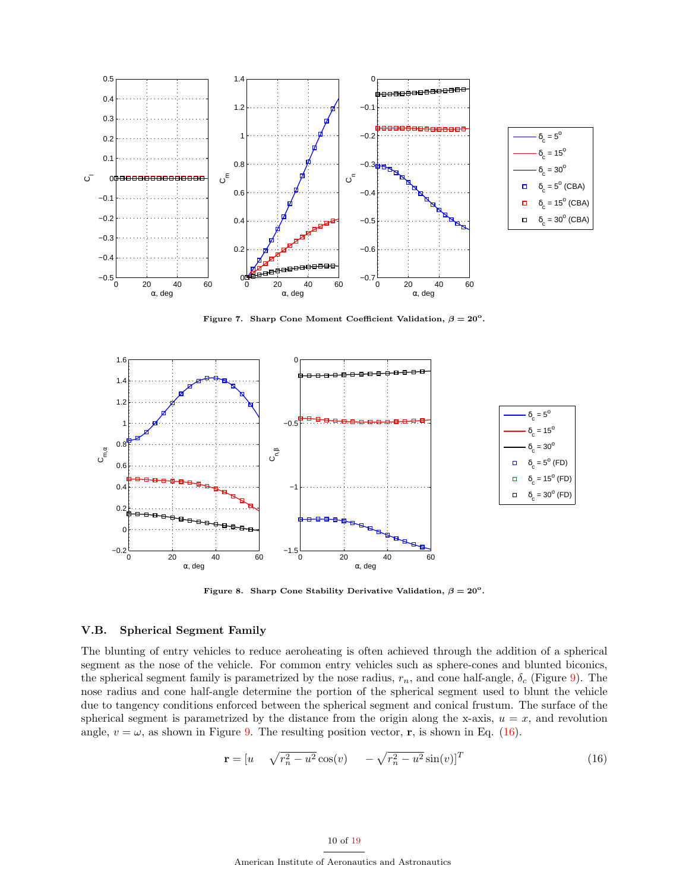**Figure 7. Sharp Cone Moment Coefficient Validation, $\beta = 20^o$.**

**Figure 8. Sharp Cone Stability Derivative Validation, $\beta = 20^o$.**

### V.B. Spherical Segment Family

The blunting of entry vehicles to reduce aeroheating is often achieved through the addition of a spherical segment as the nose of the vehicle. For common entry vehicles such as sphere-cones and blunted biconics, the spherical segment family is parametrized by the nose radius, $r_n$, and cone half-angle, $\delta_c$ (Figure 9). The nose radius and cone half-angle determine the portion of the spherical segment used to blunt the vehicle due to tangency conditions enforced between the spherical segment and conical frustum. The surface of the spherical segment is parametrized by the distance from the origin along the x-axis, $u = x$, and revolution angle, $v = \omega$, as shown in Figure 9. The resulting position vector, $\mathbf{r}$, is shown in Eq. (16).

$$\mathbf{r} = [u \quad \sqrt{r_n^2 - u^2}\cos(v) \quad -\sqrt{r_n^2 - u^2}\sin(v)]^T \tag{16}$$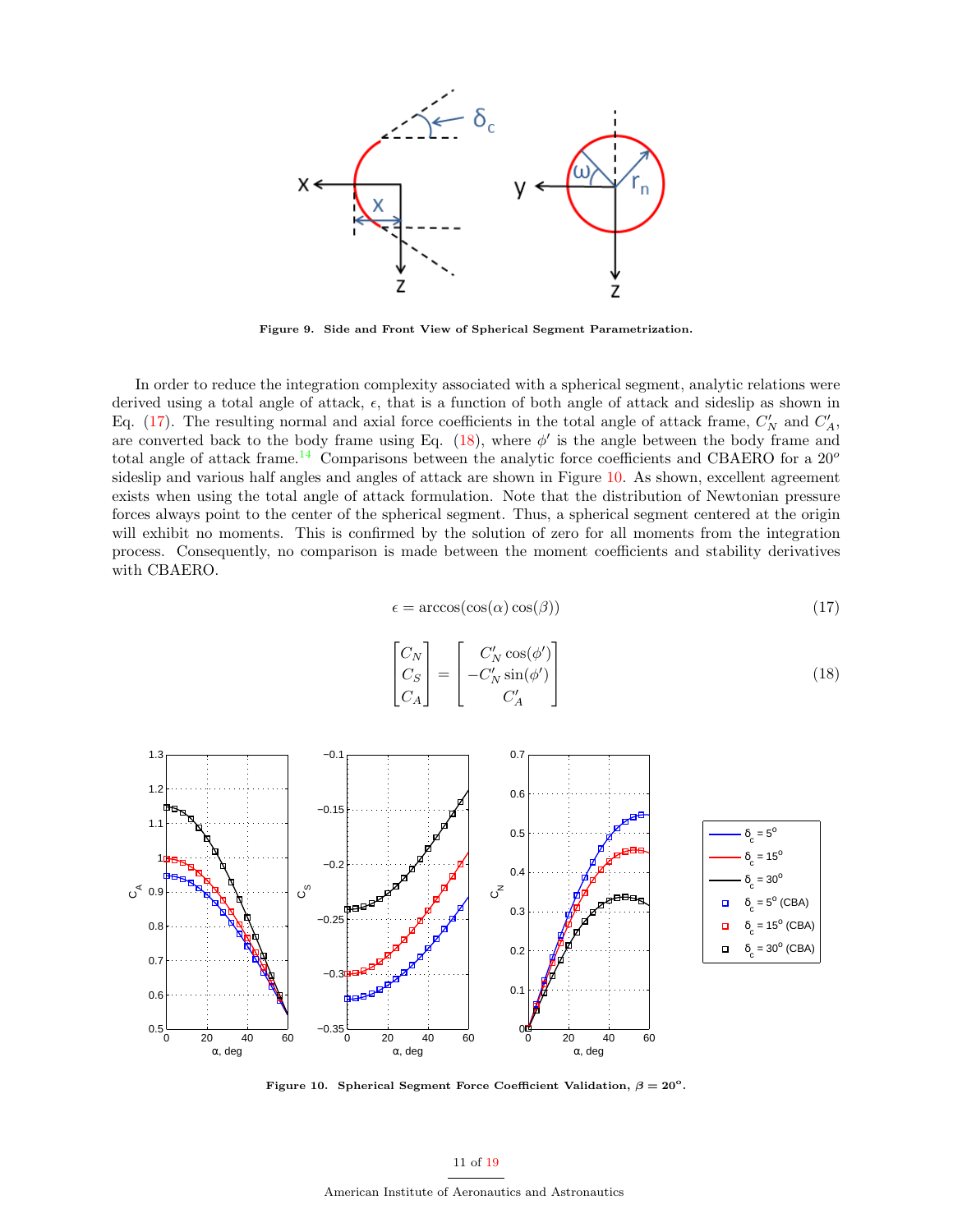**Figure 9. Side and Front View of Spherical Segment Parametrization.**

In order to reduce the integration complexity associated with a spherical segment, analytic relations were derived using a total angle of attack, $\epsilon$, that is a function of both angle of attack and sideslip as shown in Eq. (17). The resulting normal and axial force coefficients in the total angle of attack frame, $C'_N$ and $C'_A$, are converted back to the body frame using Eq. (18), where $\phi'$ is the angle between the body frame and total angle of attack frame.[14] Comparisons between the analytic force coefficients and CBAERO for a $20^o$ sideslip and various half angles and angles of attack are shown in Figure 10. As shown, excellent agreement exists when using the total angle of attack formulation. Note that the distribution of Newtonian pressure forces always point to the center of the spherical segment. Thus, a spherical segment centered at the origin will exhibit no moments. This is confirmed by the solution of zero for all moments from the integration process. Consequently, no comparison is made between the moment coefficients and stability derivatives with CBAERO.

$$\epsilon = \arccos(\cos(\alpha)\cos(\beta)) \tag{17}$$

$$\begin{bmatrix} C_N \\ C_S \\ C_A \end{bmatrix} = \begin{bmatrix} C'_N \cos(\phi') \\ -C'_N \sin(\phi') \\ C'_A \end{bmatrix} \tag{18}$$

**Figure 10. Spherical Segment Force Coefficient Validation, $\beta = 20^o$.**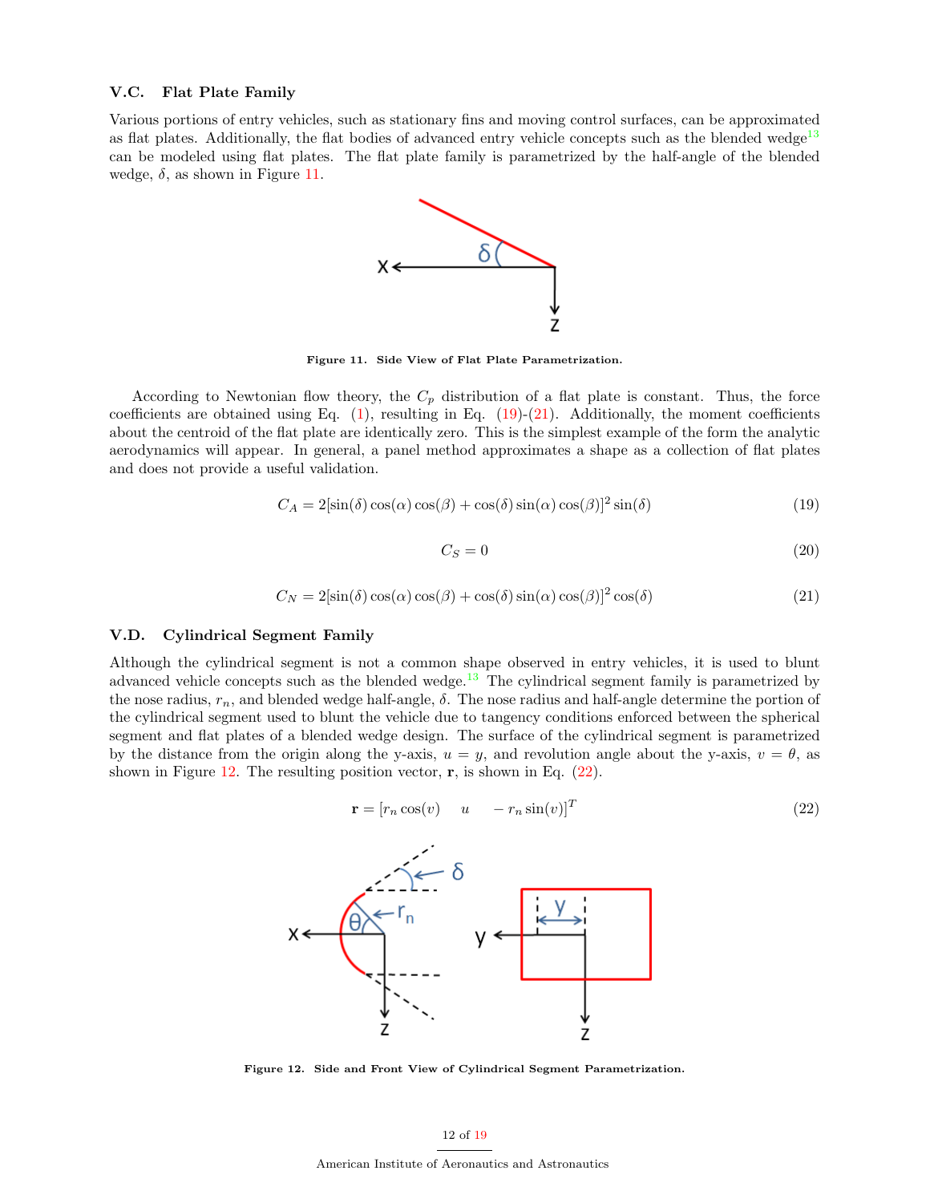### V.C. Flat Plate Family

Various portions of entry vehicles, such as stationary fins and moving control surfaces, can be approximated as flat plates. Additionally, the flat bodies of advanced entry vehicle concepts such as the blended wedge[13] can be modeled using flat plates. The flat plate family is parametrized by the half-angle of the blended wedge, $\delta$, as shown in Figure 11.

**Figure 11. Side View of Flat Plate Parametrization.**

According to Newtonian flow theory, the $C_p$ distribution of a flat plate is constant. Thus, the force coefficients are obtained using Eq. (1), resulting in Eq. (19)-(21). Additionally, the moment coefficients about the centroid of the flat plate are identically zero. This is the simplest example of the form the analytic aerodynamics will appear. In general, a panel method approximates a shape as a collection of flat plates and does not provide a useful validation.

$$C_A = 2[\sin(\delta)\cos(\alpha)\cos(\beta) + \cos(\delta)\sin(\alpha)\cos(\beta)]^2 \sin(\delta) \tag{19}$$

$$C_S = 0 \tag{20}$$

$$C_N = 2[\sin(\delta)\cos(\alpha)\cos(\beta) + \cos(\delta)\sin(\alpha)\cos(\beta)]^2 \cos(\delta) \tag{21}$$

### V.D. Cylindrical Segment Family

Although the cylindrical segment is not a common shape observed in entry vehicles, it is used to blunt advanced vehicle concepts such as the blended wedge.[13] The cylindrical segment family is parametrized by the nose radius, $r_n$, and blended wedge half-angle, $\delta$. The nose radius and half-angle determine the portion of the cylindrical segment used to blunt the vehicle due to tangency conditions enforced between the spherical segment and flat plates of a blended wedge design. The surface of the cylindrical segment is parametrized by the distance from the origin along the y-axis, $u = y$, and revolution angle about the y-axis, $v = \theta$, as shown in Figure 12. The resulting position vector, $\mathbf{r}$, is shown in Eq. (22).

$$\mathbf{r} = [r_n \cos(v) \quad u \quad -r_n \sin(v)]^T \tag{22}$$

**Figure 12. Side and Front View of Cylindrical Segment Parametrization.**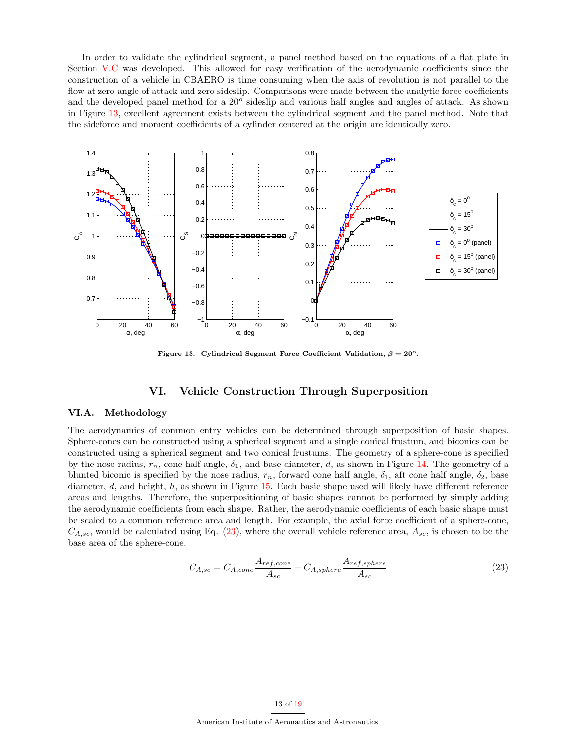In order to validate the cylindrical segment, a panel method based on the equations of a flat plate in Section V.C was developed. This allowed for easy verification of the aerodynamic coefficients since the construction of a vehicle in CBAERO is time consuming when the axis of revolution is not parallel to the flow at zero angle of attack and zero sideslip. Comparisons were made between the analytic force coefficients and the developed panel method for a $20^o$ sideslip and various half angles and angles of attack. As shown in Figure 13, excellent agreement exists between the cylindrical segment and the panel method. Note that the sideforce and moment coefficients of a cylinder centered at the origin are identically zero.

**Figure 13. Cylindrical Segment Force Coefficient Validation, $\beta = 20^o$.**

# VI. Vehicle Construction Through Superposition

## VI.A. Methodology

The aerodynamics of common entry vehicles can be determined through superposition of basic shapes. Sphere-cones can be constructed using a spherical segment and a single conical frustum, and biconics can be constructed using a spherical segment and two conical frustums. The geometry of a sphere-cone is specified by the nose radius, $r_n$, cone half angle, $\delta_1$, and base diameter, $d$, as shown in Figure 14. The geometry of a blunted biconic is specified by the nose radius, $r_n$, forward cone half angle, $\delta_1$, aft cone half angle, $\delta_2$, base diameter, $d$, and height, $h$, as shown in Figure 15. Each basic shape used will likely have different reference areas and lengths. Therefore, the superpositioning of basic shapes cannot be performed by simply adding the aerodynamic coefficients from each shape. Rather, the aerodynamic coefficients of each basic shape must be scaled to a common reference area and length. For example, the axial force coefficient of a sphere-cone, $C_{A,sc}$, would be calculated using Eq. (23), where the overall vehicle reference area, $A_{sc}$, is chosen to be the base area of the sphere-cone.

$$C_{A,sc} = C_{A,cone}\frac{A_{ref,cone}}{A_{sc}} + C_{A,sphere}\frac{A_{ref,sphere}}{A_{sc}} \tag{23}$$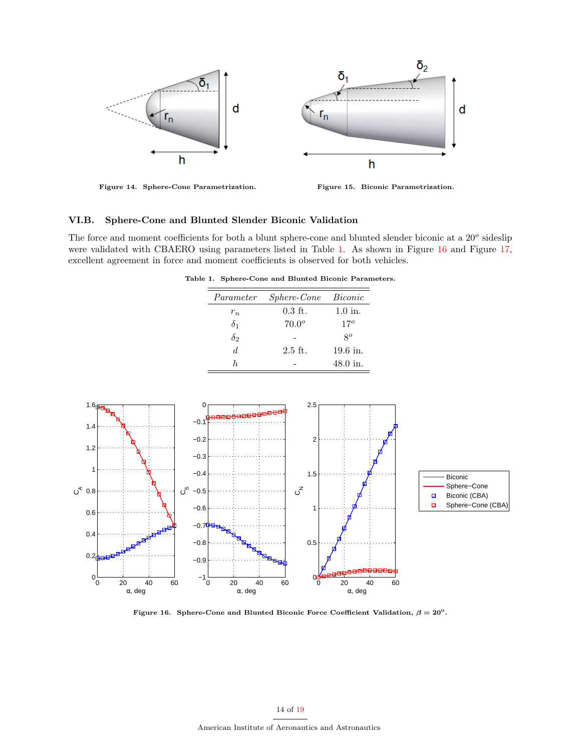Figure 14. Sphere-Cone Parametrization.

Figure 15. Biconic Parametrization.

### VI.B. Sphere-Cone and Blunted Slender Biconic Validation

The force and moment coefficients for both a blunt sphere-cone and blunted slender biconic at a $20^o$ sideslip were validated with CBAERO using parameters listed in Table 1. As shown in Figure 16 and Figure 17, excellent agreement in force and moment coefficients is observed for both vehicles.

Table 1. Sphere-Cone and Blunted Biconic Parameters.

| *Parameter* | *Sphere-Cone* | *Biconic* |
|---|---|---|
| $r_n$ | 0.3 ft. | 1.0 in. |
| $\delta_1$ | $70.0^o$ | $17^o$ |
| $\delta_2$ | - | $8^o$ |
| $d$ | 2.5 ft. | 19.6 in. |
| $h$ | - | 48.0 in. |

Figure 16. Sphere-Cone and Blunted Biconic Force Coefficient Validation, $\beta = 20^o$.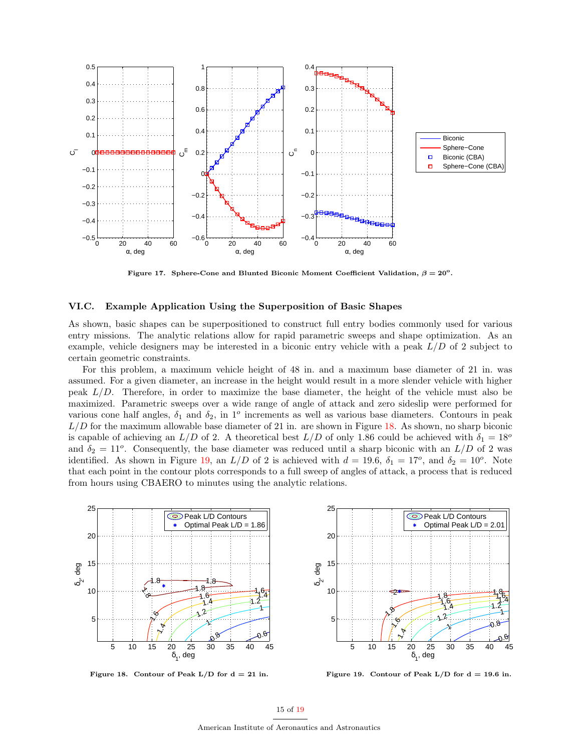Figure 17. Sphere-Cone and Blunted Biconic Moment Coefficient Validation, $\beta = 20^o$.

### VI.C. Example Application Using the Superposition of Basic Shapes

As shown, basic shapes can be superpositioned to construct full entry bodies commonly used for various entry missions. The analytic relations allow for rapid parametric sweeps and shape optimization. As an example, vehicle designers may be interested in a biconic entry vehicle with a peak $L/D$ of 2 subject to certain geometric constraints.

For this problem, a maximum vehicle height of 48 in. and a maximum base diameter of 21 in. was assumed. For a given diameter, an increase in the height would result in a more slender vehicle with higher peak $L/D$. Therefore, in order to maximize the base diameter, the height of the vehicle must also be maximized. Parametric sweeps over a wide range of angle of attack and zero sideslip were performed for various cone half angles, $\delta_1$ and $\delta_2$, in $1^o$ increments as well as various base diameters. Contours in peak $L/D$ for the maximum allowable base diameter of 21 in. are shown in Figure 18. As shown, no sharp biconic is capable of achieving an $L/D$ of 2. A theoretical best $L/D$ of only 1.86 could be achieved with $\delta_1 = 18^o$ and $\delta_2 = 11^o$. Consequently, the base diameter was reduced until a sharp biconic with an $L/D$ of 2 was identified. As shown in Figure 19, an $L/D$ of 2 is achieved with $d = 19.6$, $\delta_1 = 17^o$, and $\delta_2 = 10^o$. Note that each point in the contour plots corresponds to a full sweep of angles of attack, a process that is reduced from hours using CBAERO to minutes using the analytic relations.

Figure 18. Contour of Peak L/D for d = 21 in.

Figure 19. Contour of Peak L/D for d = 19.6 in.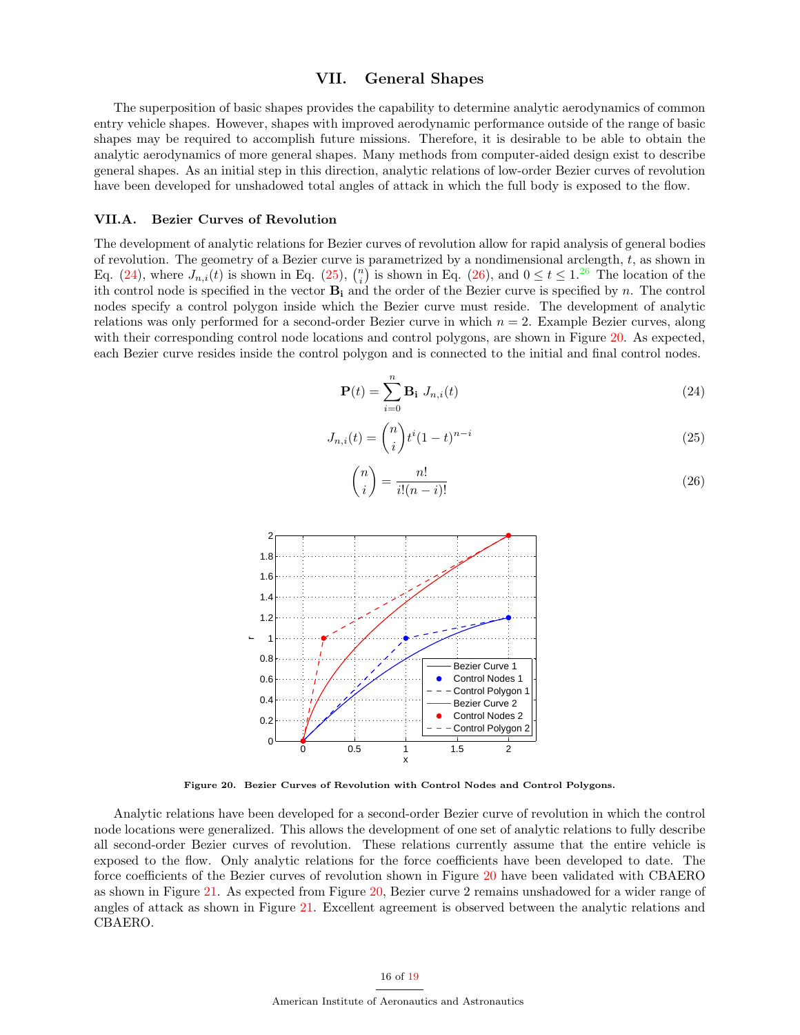# VII. General Shapes

The superposition of basic shapes provides the capability to determine analytic aerodynamics of common entry vehicle shapes. However, shapes with improved aerodynamic performance outside of the range of basic shapes may be required to accomplish future missions. Therefore, it is desirable to be able to obtain the analytic aerodynamics of more general shapes. Many methods from computer-aided design exist to describe general shapes. As an initial step in this direction, analytic relations of low-order Bezier curves of revolution have been developed for unshadowed total angles of attack in which the full body is exposed to the flow.

## VII.A. Bezier Curves of Revolution

The development of analytic relations for Bezier curves of revolution allow for rapid analysis of general bodies of revolution. The geometry of a Bezier curve is parametrized by a nondimensional arclength, $t$, as shown in Eq. (24), where $J_{n,i}(t)$ is shown in Eq. (25), $\binom{n}{i}$ is shown in Eq. (26), and $0 \le t \le 1$.[26] The location of the ith control node is specified in the vector $\mathbf{B_i}$ and the order of the Bezier curve is specified by $n$. The control nodes specify a control polygon inside which the Bezier curve must reside. The development of analytic relations was only performed for a second-order Bezier curve in which $n = 2$. Example Bezier curves, along with their corresponding control node locations and control polygons, are shown in Figure 20. As expected, each Bezier curve resides inside the control polygon and is connected to the initial and final control nodes.

$$\mathbf{P}(t) = \sum_{i=0}^{n} \mathbf{B_i} \; J_{n,i}(t) \tag{24}$$

$$J_{n,i}(t) = \binom{n}{i} t^i (1-t)^{n-i} \tag{25}$$

$$\binom{n}{i} = \frac{n!}{i!(n-i)!} \tag{26}$$

**Figure 20. Bezier Curves of Revolution with Control Nodes and Control Polygons.**

Analytic relations have been developed for a second-order Bezier curve of revolution in which the control node locations were generalized. This allows the development of one set of analytic relations to fully describe all second-order Bezier curves of revolution. These relations currently assume that the entire vehicle is exposed to the flow. Only analytic relations for the force coefficients have been developed to date. The force coefficients of the Bezier curves of revolution shown in Figure 20 have been validated with CBAERO as shown in Figure 21. As expected from Figure 20, Bezier curve 2 remains unshadowed for a wider range of angles of attack as shown in Figure 21. Excellent agreement is observed between the analytic relations and CBAERO.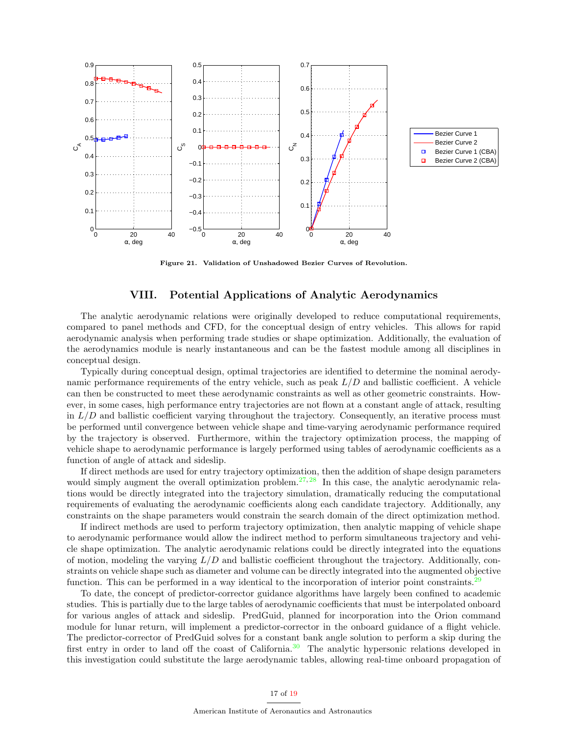Figure 21. Validation of Unshadowed Bezier Curves of Revolution.

## VIII. Potential Applications of Analytic Aerodynamics

The analytic aerodynamic relations were originally developed to reduce computational requirements, compared to panel methods and CFD, for the conceptual design of entry vehicles. This allows for rapid aerodynamic analysis when performing trade studies or shape optimization. Additionally, the evaluation of the aerodynamics module is nearly instantaneous and can be the fastest module among all disciplines in conceptual design.

Typically during conceptual design, optimal trajectories are identified to determine the nominal aerodynamic performance requirements of the entry vehicle, such as peak $L/D$ and ballistic coefficient. A vehicle can then be constructed to meet these aerodynamic constraints as well as other geometric constraints. However, in some cases, high performance entry trajectories are not flown at a constant angle of attack, resulting in $L/D$ and ballistic coefficient varying throughout the trajectory. Consequently, an iterative process must be performed until convergence between vehicle shape and time-varying aerodynamic performance required by the trajectory is observed. Furthermore, within the trajectory optimization process, the mapping of vehicle shape to aerodynamic performance is largely performed using tables of aerodynamic coefficients as a function of angle of attack and sideslip.

If direct methods are used for entry trajectory optimization, then the addition of shape design parameters would simply augment the overall optimization problem.[27,28] In this case, the analytic aerodynamic relations would be directly integrated into the trajectory simulation, dramatically reducing the computational requirements of evaluating the aerodynamic coefficients along each candidate trajectory. Additionally, any constraints on the shape parameters would constrain the search domain of the direct optimization method.

If indirect methods are used to perform trajectory optimization, then analytic mapping of vehicle shape to aerodynamic performance would allow the indirect method to perform simultaneous trajectory and vehicle shape optimization. The analytic aerodynamic relations could be directly integrated into the equations of motion, modeling the varying $L/D$ and ballistic coefficient throughout the trajectory. Additionally, constraints on vehicle shape such as diameter and volume can be directly integrated into the augmented objective function. This can be performed in a way identical to the incorporation of interior point constraints.[29]

To date, the concept of predictor-corrector guidance algorithms have largely been confined to academic studies. This is partially due to the large tables of aerodynamic coefficients that must be interpolated onboard for various angles of attack and sideslip. PredGuid, planned for incorporation into the Orion command module for lunar return, will implement a predictor-corrector in the onboard guidance of a flight vehicle. The predictor-corrector of PredGuid solves for a constant bank angle solution to perform a skip during the first entry in order to land off the coast of California.[30] The analytic hypersonic relations developed in this investigation could substitute the large aerodynamic tables, allowing real-time onboard propagation of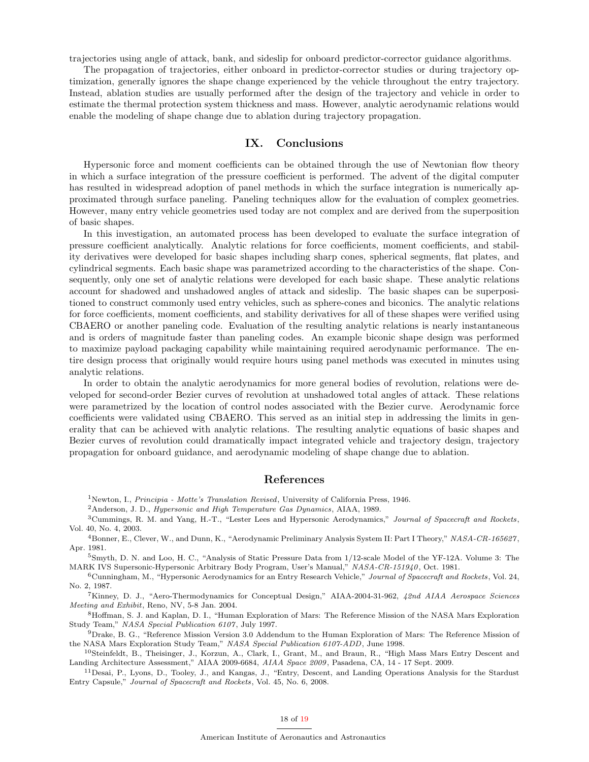trajectories using angle of attack, bank, and sideslip for onboard predictor-corrector guidance algorithms.

The propagation of trajectories, either onboard in predictor-corrector studies or during trajectory optimization, generally ignores the shape change experienced by the vehicle throughout the entry trajectory. Instead, ablation studies are usually performed after the design of the trajectory and vehicle in order to estimate the thermal protection system thickness and mass. However, analytic aerodynamic relations would enable the modeling of shape change due to ablation during trajectory propagation.

## IX. Conclusions

Hypersonic force and moment coefficients can be obtained through the use of Newtonian flow theory in which a surface integration of the pressure coefficient is performed. The advent of the digital computer has resulted in widespread adoption of panel methods in which the surface integration is numerically approximated through surface paneling. Paneling techniques allow for the evaluation of complex geometries. However, many entry vehicle geometries used today are not complex and are derived from the superposition of basic shapes.

In this investigation, an automated process has been developed to evaluate the surface integration of pressure coefficient analytically. Analytic relations for force coefficients, moment coefficients, and stability derivatives were developed for basic shapes including sharp cones, spherical segments, flat plates, and cylindrical segments. Each basic shape was parametrized according to the characteristics of the shape. Consequently, only one set of analytic relations were developed for each basic shape. These analytic relations account for shadowed and unshadowed angles of attack and sideslip. The basic shapes can be superpositioned to construct commonly used entry vehicles, such as sphere-cones and biconics. The analytic relations for force coefficients, moment coefficients, and stability derivatives for all of these shapes were verified using CBAERO or another paneling code. Evaluation of the resulting analytic relations is nearly instantaneous and is orders of magnitude faster than paneling codes. An example biconic shape design was performed to maximize payload packaging capability while maintaining required aerodynamic performance. The entire design process that originally would require hours using panel methods was executed in minutes using analytic relations.

In order to obtain the analytic aerodynamics for more general bodies of revolution, relations were developed for second-order Bezier curves of revolution at unshadowed total angles of attack. These relations were parametrized by the location of control nodes associated with the Bezier curve. Aerodynamic force coefficients were validated using CBAERO. This served as an initial step in addressing the limits in generality that can be achieved with analytic relations. The resulting analytic equations of basic shapes and Bezier curves of revolution could dramatically impact integrated vehicle and trajectory design, trajectory propagation for onboard guidance, and aerodynamic modeling of shape change due to ablation.

## References

[1] Newton, I., *Principia - Motte's Translation Revised*, University of California Press, 1946.

[2] Anderson, J. D., *Hypersonic and High Temperature Gas Dynamics*, AIAA, 1989.

[3] Cummings, R. M. and Yang, H.-T., "Lester Lees and Hypersonic Aerodynamics," *Journal of Spacecraft and Rockets*, Vol. 40, No. 4, 2003.

[4] Bonner, E., Clever, W., and Dunn, K., "Aerodynamic Preliminary Analysis System II: Part I Theory," *NASA-CR-165627*, Apr. 1981.

[5] Smyth, D. N. and Loo, H. C., "Analysis of Static Pressure Data from 1/12-scale Model of the YF-12A. Volume 3: The MARK IVS Supersonic-Hypersonic Arbitrary Body Program, User's Manual," *NASA-CR-151940*, Oct. 1981.

[6] Cunningham, M., "Hypersonic Aerodynamics for an Entry Research Vehicle," *Journal of Spacecraft and Rockets*, Vol. 24, No. 2, 1987.

[7] Kinney, D. J., "Aero-Thermodynamics for Conceptual Design," AIAA-2004-31-962, *42nd AIAA Aerospace Sciences Meeting and Exhibit*, Reno, NV, 5-8 Jan. 2004.

[8] Hoffman, S. J. and Kaplan, D. I., "Human Exploration of Mars: The Reference Mission of the NASA Mars Exploration Study Team," *NASA Special Publication 6107*, July 1997.

[9] Drake, B. G., "Reference Mission Version 3.0 Addendum to the Human Exploration of Mars: The Reference Mission of the NASA Mars Exploration Study Team," *NASA Special Publication 6107-ADD*, June 1998.

[10] Steinfeldt, B., Theisinger, J., Korzun, A., Clark, I., Grant, M., and Braun, R., "High Mass Mars Entry Descent and Landing Architecture Assessment," AIAA 2009-6684, *AIAA Space 2009*, Pasadena, CA, 14 - 17 Sept. 2009.

[11] Desai, P., Lyons, D., Tooley, J., and Kangas, J., "Entry, Descent, and Landing Operations Analysis for the Stardust Entry Capsule," *Journal of Spacecraft and Rockets*, Vol. 45, No. 6, 2008.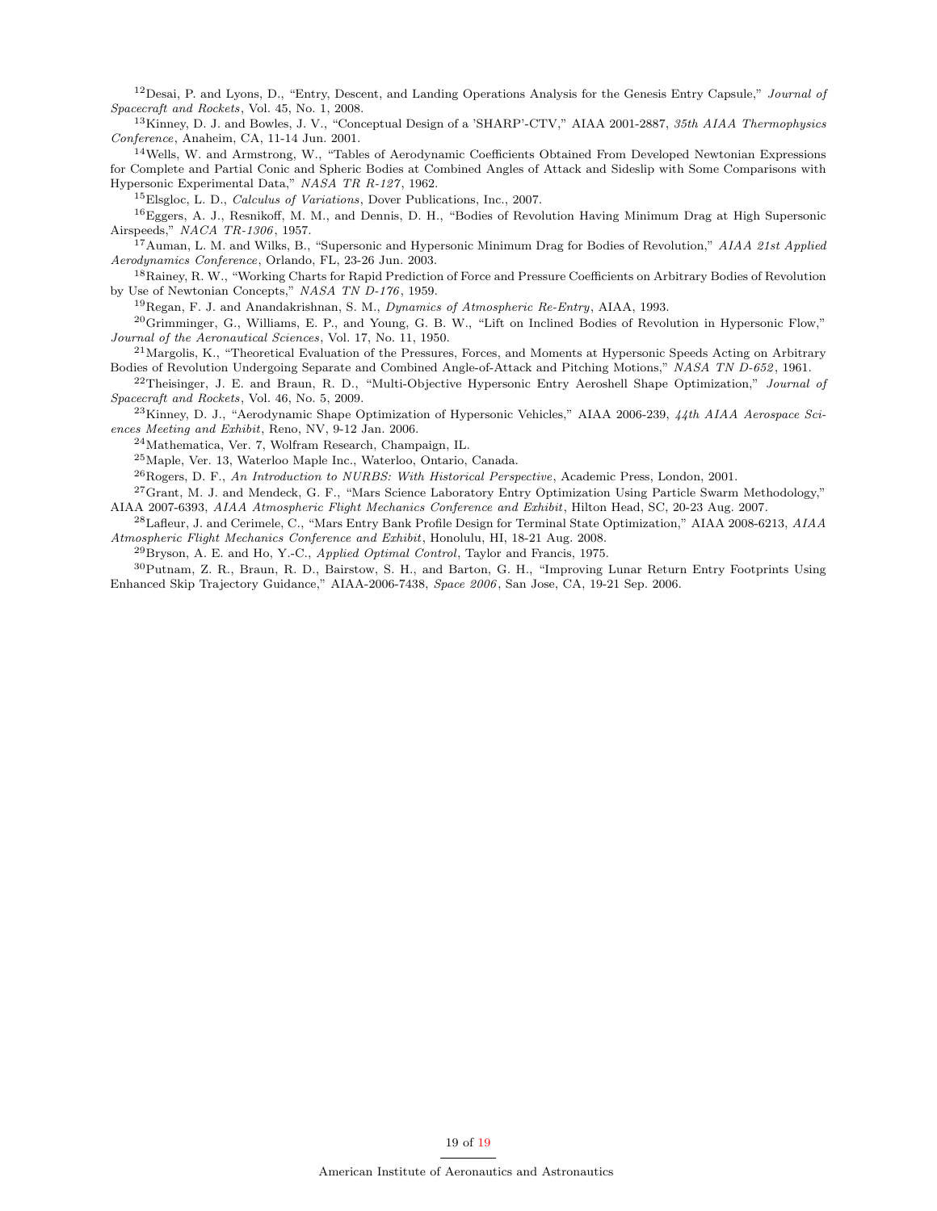[12]Desai, P. and Lyons, D., "Entry, Descent, and Landing Operations Analysis for the Genesis Entry Capsule," *Journal of Spacecraft and Rockets*, Vol. 45, No. 1, 2008.

[13]Kinney, D. J. and Bowles, J. V., "Conceptual Design of a 'SHARP'-CTV," AIAA 2001-2887, *35th AIAA Thermophysics Conference*, Anaheim, CA, 11-14 Jun. 2001.

[14]Wells, W. and Armstrong, W., "Tables of Aerodynamic Coefficients Obtained From Developed Newtonian Expressions for Complete and Partial Conic and Spheric Bodies at Combined Angles of Attack and Sideslip with Some Comparisons with Hypersonic Experimental Data," *NASA TR R-127*, 1962.

[15]Elsgloc, L. D., *Calculus of Variations*, Dover Publications, Inc., 2007.

[16]Eggers, A. J., Resnikoff, M. M., and Dennis, D. H., "Bodies of Revolution Having Minimum Drag at High Supersonic Airspeeds," *NACA TR-1306*, 1957.

[17]Auman, L. M. and Wilks, B., "Supersonic and Hypersonic Minimum Drag for Bodies of Revolution," *AIAA 21st Applied Aerodynamics Conference*, Orlando, FL, 23-26 Jun. 2003.

[18]Rainey, R. W., "Working Charts for Rapid Prediction of Force and Pressure Coefficients on Arbitrary Bodies of Revolution by Use of Newtonian Concepts," *NASA TN D-176*, 1959.

[19]Regan, F. J. and Anandakrishnan, S. M., *Dynamics of Atmospheric Re-Entry*, AIAA, 1993.

[20]Grimminger, G., Williams, E. P., and Young, G. B. W., "Lift on Inclined Bodies of Revolution in Hypersonic Flow," *Journal of the Aeronautical Sciences*, Vol. 17, No. 11, 1950.

[21]Margolis, K., "Theoretical Evaluation of the Pressures, Forces, and Moments at Hypersonic Speeds Acting on Arbitrary Bodies of Revolution Undergoing Separate and Combined Angle-of-Attack and Pitching Motions," *NASA TN D-652*, 1961.

[22]Theisinger, J. E. and Braun, R. D., "Multi-Objective Hypersonic Entry Aeroshell Shape Optimization," *Journal of Spacecraft and Rockets*, Vol. 46, No. 5, 2009.

[23]Kinney, D. J., "Aerodynamic Shape Optimization of Hypersonic Vehicles," AIAA 2006-239, *44th AIAA Aerospace Sciences Meeting and Exhibit*, Reno, NV, 9-12 Jan. 2006.

[24]Mathematica, Ver. 7, Wolfram Research, Champaign, IL.

[25]Maple, Ver. 13, Waterloo Maple Inc., Waterloo, Ontario, Canada.

[26]Rogers, D. F., *An Introduction to NURBS: With Historical Perspective*, Academic Press, London, 2001.

[27]Grant, M. J. and Mendeck, G. F., "Mars Science Laboratory Entry Optimization Using Particle Swarm Methodology," AIAA 2007-6393, *AIAA Atmospheric Flight Mechanics Conference and Exhibit*, Hilton Head, SC, 20-23 Aug. 2007.

[28]Lafleur, J. and Cerimele, C., "Mars Entry Bank Profile Design for Terminal State Optimization," AIAA 2008-6213, *AIAA Atmospheric Flight Mechanics Conference and Exhibit*, Honolulu, HI, 18-21 Aug. 2008.

[29]Bryson, A. E. and Ho, Y.-C., *Applied Optimal Control*, Taylor and Francis, 1975.

[30]Putnam, Z. R., Braun, R. D., Bairstow, S. H., and Barton, G. H., "Improving Lunar Return Entry Footprints Using Enhanced Skip Trajectory Guidance," AIAA-2006-7438, *Space 2006*, San Jose, CA, 19-21 Sep. 2006.